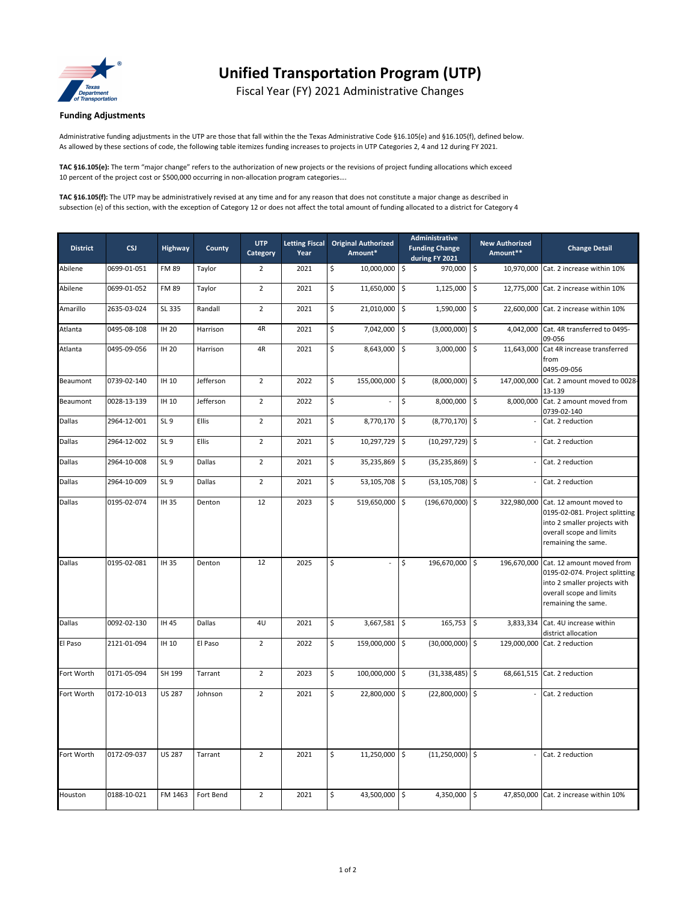# Unified Transportation Program (UTP)

Fiscal Year (FY) 2021 Administrative Changes

### Funding Adjustments

Administrative funding adjustments in the UTP are those that fall within the the Texas Administrative Code §16.105(e) and §16.105(f), defined below. As allowed by these sections of code, the following table itemizes funding increases to projects in UTP Categories 2, 4 and 12 during FY 2021.

**TAC §16.105(e):** The term "major change" refers to the authorization of new projects or the revisions of project funding allocations which exceed 10 percent of the project cost or $500,000 occurring in non-allocation program categories….

**TAC §16.105(f):** The UTP may be administratively revised at any time and for any reason that does not constitute a major change as described in subsection (e) of this section, with the exception of Category 12 or does not affect the total amount of funding allocated to a district for Category 4

| District | CSJ | Highway | County | UTP Category | Letting Fiscal Year | Original Authorized Amount* | Administrative Funding Change during FY 2021 | New Authorized Amount** | Change Detail |
|---|---|---|---|---|---|---|---|---|---|
| Abilene | 0699-01-051 | FM 89 | Taylor | 2 | 2021 | $ 10,000,000 | $ 970,000 | $ 10,970,000 | Cat. 2 increase within 10% |
| Abilene | 0699-01-052 | FM 89 | Taylor | 2 | 2021 | $ 11,650,000 | $ 1,125,000 | $ 12,775,000 | Cat. 2 increase within 10% |
| Amarillo | 2635-03-024 | SL 335 | Randall | 2 | 2021 | $ 21,010,000 | $ 1,590,000 | $ 22,600,000 | Cat. 2 increase within 10% |
| Atlanta | 0495-08-108 | IH 20 | Harrison | 4R | 2021 | $ 7,042,000 | $ (3,000,000) | $ 4,042,000 | Cat. 4R transferred to 0495-09-056 |
| Atlanta | 0495-09-056 | IH 20 | Harrison | 4R | 2021 | $ 8,643,000 | $ 3,000,000 | $ 11,643,000 | Cat 4R increase transferred from 0495-09-056 |
| Beaumont | 0739-02-140 | IH 10 | Jefferson | 2 | 2022 | $ 155,000,000 | $ (8,000,000) | $ 147,000,000 | Cat. 2 amount moved to 0028-13-139 |
| Beaumont | 0028-13-139 | IH 10 | Jefferson | 2 | 2022 | $ - | $ 8,000,000 | $ 8,000,000 | Cat. 2 amount moved from 0739-02-140 |
| Dallas | 2964-12-001 | SL 9 | Ellis | 2 | 2021 | $ 8,770,170 | $ (8,770,170) | $ - | Cat. 2 reduction |
| Dallas | 2964-12-002 | SL 9 | Ellis | 2 | 2021 | $ 10,297,729 | $ (10,297,729) | $ - | Cat. 2 reduction |
| Dallas | 2964-10-008 | SL 9 | Dallas | 2 | 2021 | $ 35,235,869 | $ (35,235,869) | $ - | Cat. 2 reduction |
| Dallas | 2964-10-009 | SL 9 | Dallas | 2 | 2021 | $ 53,105,708 | $ (53,105,708) | $ - | Cat. 2 reduction |
| Dallas | 0195-02-074 | IH 35 | Denton | 12 | 2023 | $ 519,650,000 | $ (196,670,000) | $ 322,980,000 | Cat. 12 amount moved to 0195-02-081. Project splitting into 2 smaller projects with overall scope and limits remaining the same. |
| Dallas | 0195-02-081 | IH 35 | Denton | 12 | 2025 | $ - | $ 196,670,000 | $ 196,670,000 | Cat. 12 amount moved from 0195-02-074. Project splitting into 2 smaller projects with overall scope and limits remaining the same. |
| Dallas | 0092-02-130 | IH 45 | Dallas | 4U | 2021 | $ 3,667,581 | $ 165,753 | $ 3,833,334 | Cat. 4U increase within district allocation |
| El Paso | 2121-01-094 | IH 10 | El Paso | 2 | 2022 | $ 159,000,000 | $ (30,000,000) | $ 129,000,000 | Cat. 2 reduction |
| Fort Worth | 0171-05-094 | SH 199 | Tarrant | 2 | 2023 | $ 100,000,000 | $ (31,338,485) | $ 68,661,515 | Cat. 2 reduction |
| Fort Worth | 0172-10-013 | US 287 | Johnson | 2 | 2021 | $ 22,800,000 | $ (22,800,000) | $ - | Cat. 2 reduction |
| Fort Worth | 0172-09-037 | US 287 | Tarrant | 2 | 2021 | $ 11,250,000 | $ (11,250,000) | $ - | Cat. 2 reduction |
| Houston | 0188-10-021 | FM 1463 | Fort Bend | 2 | 2021 | $ 43,500,000 | $ 4,350,000 | $ 47,850,000 | Cat. 2 increase within 10% |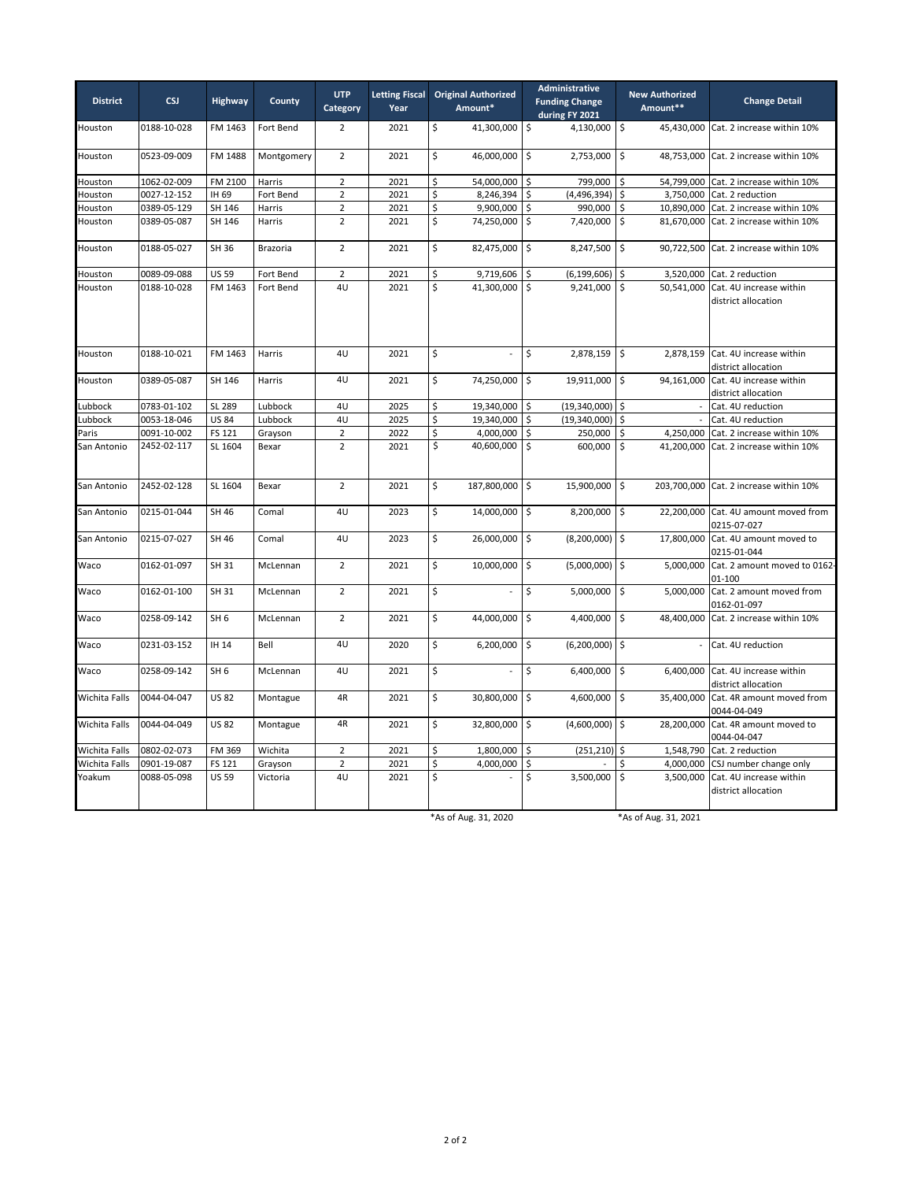| District | CSJ | Highway | County | UTP Category | Letting Fiscal Year | Original Authorized Amount* | Administrative Funding Change during FY 2021 | New Authorized Amount** | Change Detail |
|---|---|---|---|---|---|---|---|---|---|
| Houston | 0188-10-028 | FM 1463 | Fort Bend | 2 | 2021 | $ 41,300,000 | $ 4,130,000 | $ 45,430,000 | Cat. 2 increase within 10% |
| Houston | 0523-09-009 | FM 1488 | Montgomery | 2 | 2021 | $ 46,000,000 | $ 2,753,000 | $ 48,753,000 | Cat. 2 increase within 10% |
| Houston | 1062-02-009 | FM 2100 | Harris | 2 | 2021 | $ 54,000,000 | $ 799,000 | $ 54,799,000 | Cat. 2 increase within 10% |
| Houston | 0027-12-152 | IH 69 | Fort Bend | 2 | 2021 | $ 8,246,394 | $ (4,496,394) | $ 3,750,000 | Cat. 2 reduction |
| Houston | 0389-05-129 | SH 146 | Harris | 2 | 2021 | $ 9,900,000 | $ 990,000 | $ 10,890,000 | Cat. 2 increase within 10% |
| Houston | 0389-05-087 | SH 146 | Harris | 2 | 2021 | $ 74,250,000 | $ 7,420,000 | $ 81,670,000 | Cat. 2 increase within 10% |
| Houston | 0188-05-027 | SH 36 | Brazoria | 2 | 2021 | $ 82,475,000 | $ 8,247,500 | $ 90,722,500 | Cat. 2 increase within 10% |
| Houston | 0089-09-088 | US 59 | Fort Bend | 2 | 2021 | $ 9,719,606 | $ (6,199,606) | $ 3,520,000 | Cat. 2 reduction |
| Houston | 0188-10-028 | FM 1463 | Fort Bend | 4U | 2021 | $ 41,300,000 | $ 9,241,000 | $ 50,541,000 | Cat. 4U increase within district allocation |
| Houston | 0188-10-021 | FM 1463 | Harris | 4U | 2021 | $ - | $ 2,878,159 | $ 2,878,159 | Cat. 4U increase within district allocation |
| Houston | 0389-05-087 | SH 146 | Harris | 4U | 2021 | $ 74,250,000 | $ 19,911,000 | $ 94,161,000 | Cat. 4U increase within district allocation |
| Lubbock | 0783-01-102 | SL 289 | Lubbock | 4U | 2025 | $ 19,340,000 | $ (19,340,000) | $ - | Cat. 4U reduction |
| Lubbock | 0053-18-046 | US 84 | Lubbock | 4U | 2025 | $ 19,340,000 | $ (19,340,000) | $ - | Cat. 4U reduction |
| Paris | 0091-10-002 | FS 121 | Grayson | 2 | 2022 | $ 4,000,000 | $ 250,000 | $ 4,250,000 | Cat. 2 increase within 10% |
| San Antonio | 2452-02-117 | SL 1604 | Bexar | 2 | 2021 | $ 40,600,000 | $ 600,000 | $ 41,200,000 | Cat. 2 increase within 10% |
| San Antonio | 2452-02-128 | SL 1604 | Bexar | 2 | 2021 | $ 187,800,000 | $ 15,900,000 | $ 203,700,000 | Cat. 2 increase within 10% |
| San Antonio | 0215-01-044 | SH 46 | Comal | 4U | 2023 | $ 14,000,000 | $ 8,200,000 | $ 22,200,000 | Cat. 4U amount moved from 0215-07-027 |
| San Antonio | 0215-07-027 | SH 46 | Comal | 4U | 2023 | $ 26,000,000 | $ (8,200,000) | $ 17,800,000 | Cat. 4U amount moved to 0215-01-044 |
| Waco | 0162-01-097 | SH 31 | McLennan | 2 | 2021 | $ 10,000,000 | $ (5,000,000) | $ 5,000,000 | Cat. 2 amount moved to 0162-01-100 |
| Waco | 0162-01-100 | SH 31 | McLennan | 2 | 2021 | $ - | $ 5,000,000 | $ 5,000,000 | Cat. 2 amount moved from 0162-01-097 |
| Waco | 0258-09-142 | SH 6 | McLennan | 2 | 2021 | $ 44,000,000 | $ 4,400,000 | $ 48,400,000 | Cat. 2 increase within 10% |
| Waco | 0231-03-152 | IH 14 | Bell | 4U | 2020 | $ 6,200,000 | $ (6,200,000) | $ - | Cat. 4U reduction |
| Waco | 0258-09-142 | SH 6 | McLennan | 4U | 2021 | $ - | $ 6,400,000 | $ 6,400,000 | Cat. 4U increase within district allocation |
| Wichita Falls | 0044-04-047 | US 82 | Montague | 4R | 2021 | $ 30,800,000 | $ 4,600,000 | $ 35,400,000 | Cat. 4R amount moved from 0044-04-049 |
| Wichita Falls | 0044-04-049 | US 82 | Montague | 4R | 2021 | $ 32,800,000 | $ (4,600,000) | $ 28,200,000 | Cat. 4R amount moved to 0044-04-047 |
| Wichita Falls | 0802-02-073 | FM 369 | Wichita | 2 | 2021 | $ 1,800,000 | $ (251,210) | $ 1,548,790 | Cat. 2 reduction |
| Wichita Falls | 0901-19-087 | FS 121 | Grayson | 2 | 2021 | $ 4,000,000 | $ - | $ 4,000,000 | CSJ number change only |
| Yoakum | 0088-05-098 | US 59 | Victoria | 4U | 2021 | $ - | $ 3,500,000 | $ 3,500,000 | Cat. 4U increase within district allocation |

*As of Aug. 31, 2020

*As of Aug. 31, 2021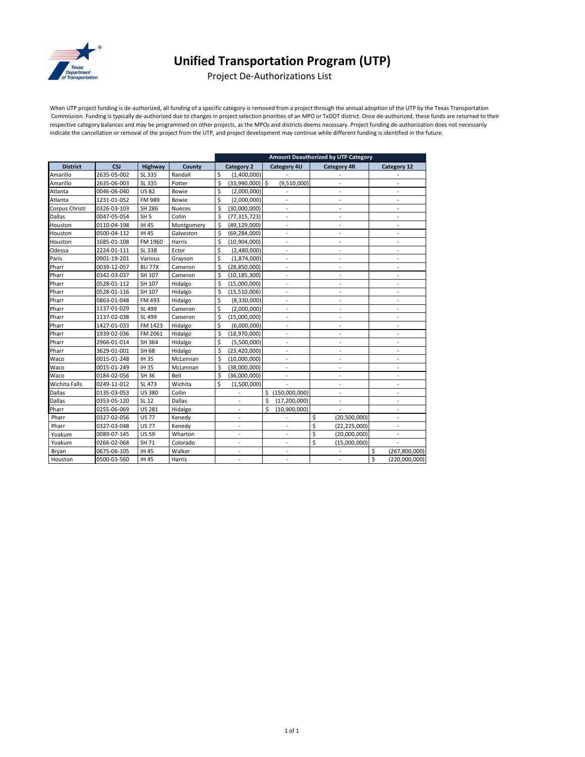# Unified Transportation Program (UTP)

Project De-Authorizations List

When UTP project funding is de-authorized, all funding of a specific category is removed from a project through the annual adoption of the UTP by the Texas Transportation Commission. Funding is typically de-authorized due to changes in project selection priorities of an MPO or TxDOT district. Once de-authorized, these funds are returned to their respective category balances and may be programmed on other projects, as the MPOs and districts deems necessary. Project funding de-authorization does not necessarily indicate the cancellation or removal of the project from the UTP, and project development may continue while different funding is identified in the future.

| | | | | Amount Deauthorized by UTP Category | | | |
|---|---|---|---|---|---|---|---|
| **District** | **CSJ** | **Highway** | **County** | **Category 2** | **Category 4U** | **Category 4R** | **Category 12** |
| Amarillo | 2635-05-002 | SL 335 | Randall | $ (1,400,000) | - | - | - |
| Amarillo | 2635-06-003 | SL 335 | Potter | $ (33,990,000) | $ (9,510,000) | - | - |
| Atlanta | 0046-06-040 | US 82 | Bowie | $ (2,000,000) | - | - | - |
| Atlanta | 1231-01-052 | FM 989 | Bowie | $ (2,000,000) | - | - | - |
| Corpus Christi | 0326-03-103 | SH 286 | Nueces | $ (30,000,000) | - | - | - |
| Dallas | 0047-05-054 | SH 5 | Collin | $ (77,315,723) | - | - | - |
| Houston | 0110-04-198 | IH 45 | Montgomery | $ (49,129,000) | - | - | - |
| Houston | 0500-04-112 | IH 45 | Galveston | $ (69,284,000) | - | - | - |
| Houston | 1685-01-108 | FM 1960 | Harris | $ (10,904,000) | - | - | - |
| Odessa | 2224-01-111 | SL 338 | Ector | $ (2,480,000) | - | - | - |
| Paris | 0901-19-201 | Various | Grayson | $ (1,874,000) | - | - | - |
| Pharr | 0039-12-057 | BU 77X | Cameron | $ (28,850,000) | - | - | - |
| Pharr | 0342-03-037 | SH 107 | Cameron | $ (10,185,300) | - | - | - |
| Pharr | 0528-01-112 | SH 107 | Hidalgo | $ (15,000,000) | - | - | - |
| Pharr | 0528-01-116 | SH 107 | Hidalgo | $ (15,510,006) | - | - | - |
| Pharr | 0863-01-048 | FM 493 | Hidalgo | $ (8,330,000) | - | - | - |
| Pharr | 1137-01-029 | SL 499 | Cameron | $ (2,000,000) | - | - | - |
| Pharr | 1137-02-038 | SL 499 | Cameron | $ (15,000,000) | - | - | - |
| Pharr | 1427-01-033 | FM 1423 | Hidalgo | $ (6,000,000) | - | - | - |
| Pharr | 1939-02-036 | FM 2061 | Hidalgo | $ (18,970,000) | - | - | - |
| Pharr | 2966-01-014 | SH 364 | Hidalgo | $ (5,500,000) | - | - | - |
| Pharr | 3629-01-001 | SH 68 | Hidalgo | $ (23,420,000) | - | - | - |
| Waco | 0015-01-248 | IH 35 | McLennan | $ (10,000,000) | - | - | - |
| Waco | 0015-01-249 | IH 35 | McLennan | $ (38,000,000) | - | - | - |
| Waco | 0184-02-056 | SH 36 | Bell | $ (36,000,000) | - | - | - |
| Wichita Falls | 0249-11-012 | SL 473 | Wichita | $ (1,500,000) | - | - | - |
| Dallas | 0135-03-053 | US 380 | Collin | - | $ (150,000,000) | - | - |
| Dallas | 0353-05-120 | SL 12 | Dallas | - | $ (17,200,000) | - | - |
| Pharr | 0255-06-069 | US 281 | Hidalgo | - | $ (10,900,000) | - | - |
| Pharr | 0327-02-056 | US 77 | Kenedy | - | - | $ (20,500,000) | - |
| Pharr | 0327-03-048 | US 77 | Kenedy | - | - | $ (22,225,000) | - |
| Yoakum | 0089-07-145 | US 59 | Wharton | - | - | $ (20,000,000) | - |
| Yoakum | 0266-02-068 | SH 71 | Colorado | - | - | $ (15,000,000) | - |
| Bryan | 0675-06-105 | IH 45 | Walker | - | - | - | $ (267,800,000) |
| Houston | 0500-03-560 | IH 45 | Harris | - | - | - | $ (220,000,000) |